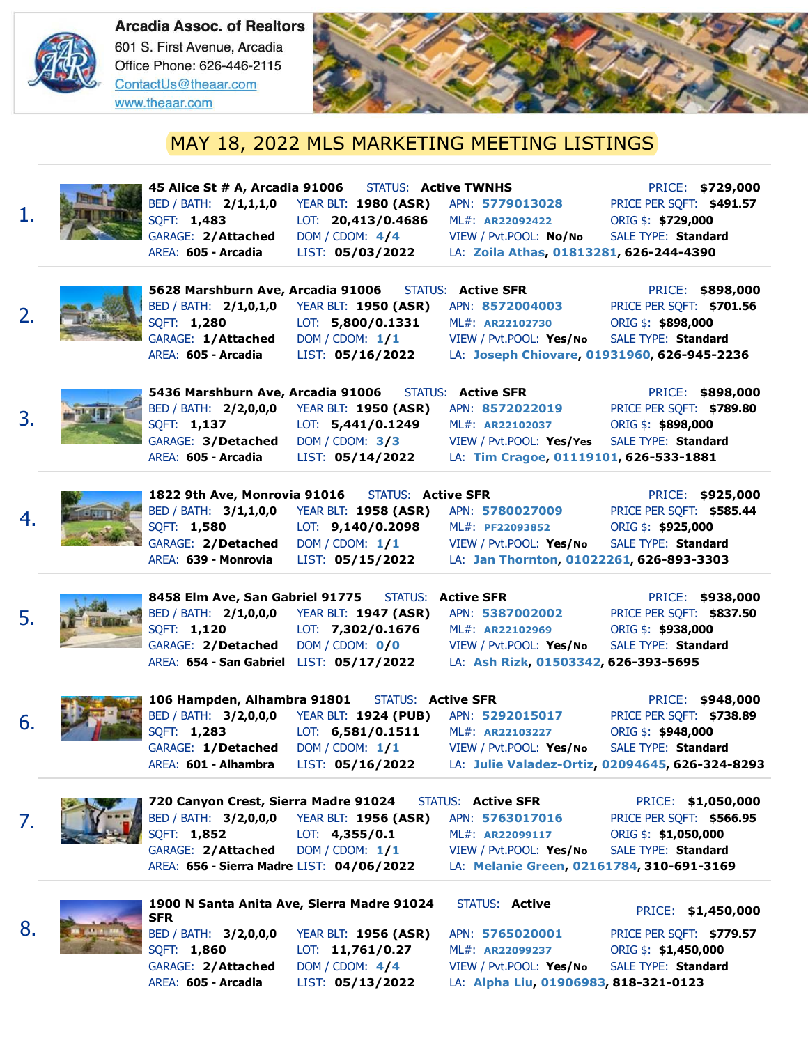**Arcadia Assoc. of Realtors**
601 S. First Avenue, Arcadia
Office Phone: 626-446-2115
ContactUs@theaar.com
www.theaar.com

# MAY 18, 2022 MLS MARKETING MEETING LISTINGS

**1.** **45 Alice St # A, Arcadia 91006** STATUS: **Active TWNHS** PRICE: **$729,000**
BED / BATH: **2/1,1,1,0** YEAR BLT: **1980 (ASR)** APN: **5779013028** PRICE PER SQFT: **$491.57**
SQFT: **1,483** LOT: **20,413/0.4686** ML#: **AR22092422** ORIG $: **$729,000**
GARAGE: **2/Attached** DOM / CDOM: **4/4** VIEW / Pvt.POOL: **No/No** SALE TYPE: **Standard**
AREA: **605 - Arcadia** LIST: **05/03/2022** LA: **Zoila Athas, 01813281, 626-244-4390**

**2.** **5628 Marshburn Ave, Arcadia 91006** STATUS: **Active SFR** PRICE: **$898,000**
BED / BATH: **2/1,0,1,0** YEAR BLT: **1950 (ASR)** APN: **8572004003** PRICE PER SQFT: **$701.56**
SQFT: **1,280** LOT: **5,800/0.1331** ML#: **AR22102730** ORIG $: **$898,000**
GARAGE: **1/Attached** DOM / CDOM: **1/1** VIEW / Pvt.POOL: **Yes/No** SALE TYPE: **Standard**
AREA: **605 - Arcadia** LIST: **05/16/2022** LA: **Joseph Chiovare, 01931960, 626-945-2236**

**3.** **5436 Marshburn Ave, Arcadia 91006** STATUS: **Active SFR** PRICE: **$898,000**
BED / BATH: **2/2,0,0,0** YEAR BLT: **1950 (ASR)** APN: **8572022019** PRICE PER SQFT: **$789.80**
SQFT: **1,137** LOT: **5,441/0.1249** ML#: **AR22102037** ORIG $: **$898,000**
GARAGE: **3/Detached** DOM / CDOM: **3/3** VIEW / Pvt.POOL: **Yes/Yes** SALE TYPE: **Standard**
AREA: **605 - Arcadia** LIST: **05/14/2022** LA: **Tim Cragoe, 01119101, 626-533-1881**

**4.** **1822 9th Ave, Monrovia 91016** STATUS: **Active SFR** PRICE: **$925,000**
BED / BATH: **3/1,1,0,0** YEAR BLT: **1958 (ASR)** APN: **5780027009** PRICE PER SQFT: **$585.44**
SQFT: **1,580** LOT: **9,140/0.2098** ML#: **PF22093852** ORIG $: **$925,000**
GARAGE: **2/Detached** DOM / CDOM: **1/1** VIEW / Pvt.POOL: **Yes/No** SALE TYPE: **Standard**
AREA: **639 - Monrovia** LIST: **05/15/2022** LA: **Jan Thornton, 01022261, 626-893-3303**

**5.** **8458 Elm Ave, San Gabriel 91775** STATUS: **Active SFR** PRICE: **$938,000**
BED / BATH: **2/1,0,0,0** YEAR BLT: **1947 (ASR)** APN: **5387002002** PRICE PER SQFT: **$837.50**
SQFT: **1,120** LOT: **7,302/0.1676** ML#: **AR22102969** ORIG $: **$938,000**
GARAGE: **2/Detached** DOM / CDOM: **0/0** VIEW / Pvt.POOL: **Yes/No** SALE TYPE: **Standard**
AREA: **654 - San Gabriel** LIST: **05/17/2022** LA: **Ash Rizk, 01503342, 626-393-5695**

**6.** **106 Hampden, Alhambra 91801** STATUS: **Active SFR** PRICE: **$948,000**
BED / BATH: **3/2,0,0,0** YEAR BLT: **1924 (PUB)** APN: **5292015017** PRICE PER SQFT: **$738.89**
SQFT: **1,283** LOT: **6,581/0.1511** ML#: **AR22103227** ORIG $: **$948,000**
GARAGE: **1/Detached** DOM / CDOM: **1/1** VIEW / Pvt.POOL: **Yes/No** SALE TYPE: **Standard**
AREA: **601 - Alhambra** LIST: **05/16/2022** LA: **Julie Valadez-Ortiz, 02094645, 626-324-8293**

**7.** **720 Canyon Crest, Sierra Madre 91024** STATUS: **Active SFR** PRICE: **$1,050,000**
BED / BATH: **3/2,0,0,0** YEAR BLT: **1956 (ASR)** APN: **5763017016** PRICE PER SQFT: **$566.95**
SQFT: **1,852** LOT: **4,355/0.1** ML#: **AR22099117** ORIG $: **$1,050,000**
GARAGE: **2/Attached** DOM / CDOM: **1/1** VIEW / Pvt.POOL: **Yes/No** SALE TYPE: **Standard**
AREA: **656 - Sierra Madre** LIST: **04/06/2022** LA: **Melanie Green, 02161784, 310-691-3169**

**8.** **1900 N Santa Anita Ave, Sierra Madre 91024** STATUS: **Active SFR** PRICE: **$1,450,000**
BED / BATH: **3/2,0,0,0** YEAR BLT: **1956 (ASR)** APN: **5765020001** PRICE PER SQFT: **$779.57**
SQFT: **1,860** LOT: **11,761/0.27** ML#: **AR22099237** ORIG $: **$1,450,000**
GARAGE: **2/Attached** DOM / CDOM: **4/4** VIEW / Pvt.POOL: **Yes/No** SALE TYPE: **Standard**
AREA: **605 - Arcadia** LIST: **05/13/2022** LA: **Alpha Liu, 01906983, 818-321-0123**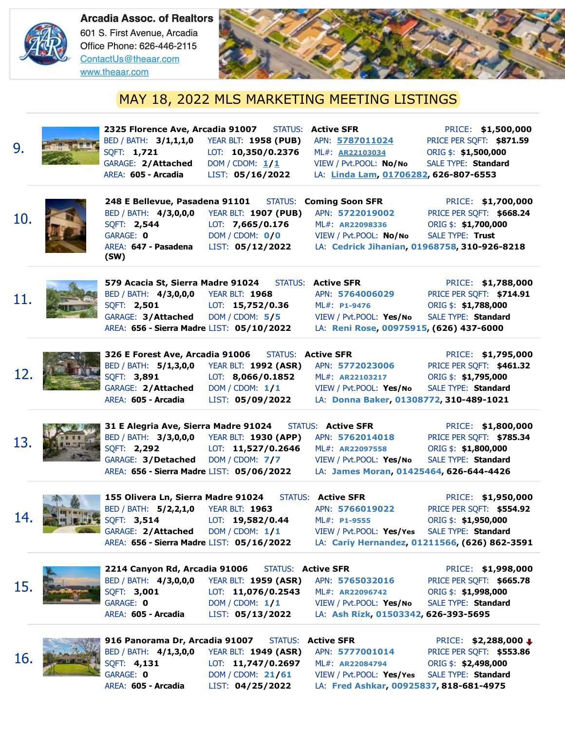**Arcadia Assoc. of Realtors**
601 S. First Avenue, Arcadia
Office Phone: 626-446-2115
ContactUs@theaar.com
www.theaar.com

# MAY 18, 2022 MLS MARKETING MEETING LISTINGS

**9.** **2325 Florence Ave, Arcadia 91007** STATUS: **Active SFR** PRICE: **$1,500,000**
BED / BATH: **3/1,1,1,0** YEAR BLT: **1958 (PUB)** APN: **5787011024** PRICE PER SQFT: **$871.59**
SQFT: **1,721** LOT: **10,350/0.2376** ML#: **AR22103034** ORIG $: **$1,500,000**
GARAGE: **2/Attached** DOM / CDOM: **1/1** VIEW / Pvt.POOL: **No/No** SALE TYPE: **Standard**
AREA: **605 - Arcadia** LIST: **05/16/2022** LA: **Linda Lam**, **01706282**, **626-807-6553**

---

**10.** **248 E Bellevue, Pasadena 91101** STATUS: **Coming Soon SFR** PRICE: **$1,700,000**
BED / BATH: **4/3,0,0,0** YEAR BLT: **1907 (PUB)** APN: **5722019002** PRICE PER SQFT: **$668.24**
SQFT: **2,544** LOT: **7,665/0.176** ML#: **AR22098336** ORIG $: **$1,700,000**
GARAGE: **0** DOM / CDOM: **0/0** VIEW / Pvt.POOL: **No/No** SALE TYPE: **Trust**
AREA: **647 - Pasadena (SW)** LIST: **05/12/2022** LA: **Cedrick Jihanian**, **01968758**, **310-926-8218**

---

**11.** **579 Acacia St, Sierra Madre 91024** STATUS: **Active SFR** PRICE: **$1,788,000**
BED / BATH: **4/3,0,0,0** YEAR BLT: **1968** APN: **5764006029** PRICE PER SQFT: **$714.91**
SQFT: **2,501** LOT: **15,752/0.36** ML#: **P1-9476** ORIG $: **$1,788,000**
GARAGE: **3/Attached** DOM / CDOM: **5/5** VIEW / Pvt.POOL: **Yes/No** SALE TYPE: **Standard**
AREA: **656 - Sierra Madre** LIST: **05/10/2022** LA: **Reni Rose**, **00975915**, **(626) 437-6000**

---

**12.** **326 E Forest Ave, Arcadia 91006** STATUS: **Active SFR** PRICE: **$1,795,000**
BED / BATH: **5/1,3,0,0** YEAR BLT: **1992 (ASR)** APN: **5772023006** PRICE PER SQFT: **$461.32**
SQFT: **3,891** LOT: **8,066/0.1852** ML#: **AR22103217** ORIG $: **$1,795,000**
GARAGE: **2/Attached** DOM / CDOM: **1/1** VIEW / Pvt.POOL: **Yes/No** SALE TYPE: **Standard**
AREA: **605 - Arcadia** LIST: **05/09/2022** LA: **Donna Baker**, **01308772**, **310-489-1021**

---

**13.** **31 E Alegria Ave, Sierra Madre 91024** STATUS: **Active SFR** PRICE: **$1,800,000**
BED / BATH: **3/3,0,0,0** YEAR BLT: **1930 (APP)** APN: **5762014018** PRICE PER SQFT: **$785.34**
SQFT: **2,292** LOT: **11,527/0.2646** ML#: **AR22097558** ORIG $: **$1,800,000**
GARAGE: **3/Detached** DOM / CDOM: **7/7** VIEW / Pvt.POOL: **Yes/No** SALE TYPE: **Standard**
AREA: **656 - Sierra Madre** LIST: **05/06/2022** LA: **James Moran**, **01425464**, **626-644-4426**

---

**14.** **155 Olivera Ln, Sierra Madre 91024** STATUS: **Active SFR** PRICE: **$1,950,000**
BED / BATH: **5/2,2,1,0** YEAR BLT: **1963** APN: **5766019022** PRICE PER SQFT: **$554.92**
SQFT: **3,514** LOT: **19,582/0.44** ML#: **P1-9555** ORIG $: **$1,950,000**
GARAGE: **2/Attached** DOM / CDOM: **1/1** VIEW / Pvt.POOL: **Yes/Yes** SALE TYPE: **Standard**
AREA: **656 - Sierra Madre** LIST: **05/16/2022** LA: **Cariy Hernandez**, **01211566**, **(626) 862-3591**

---

**15.** **2214 Canyon Rd, Arcadia 91006** STATUS: **Active SFR** PRICE: **$1,998,000**
BED / BATH: **4/3,0,0,0** YEAR BLT: **1959 (ASR)** APN: **5765032016** PRICE PER SQFT: **$665.78**
SQFT: **3,001** LOT: **11,076/0.2543** ML#: **AR22096742** ORIG $: **$1,998,000**
GARAGE: **0** DOM / CDOM: **1/1** VIEW / Pvt.POOL: **Yes/No** SALE TYPE: **Standard**
AREA: **605 - Arcadia** LIST: **05/13/2022** LA: **Ash Rizk**, **01503342**, **626-393-5695**

---

**16.** **916 Panorama Dr, Arcadia 91007** STATUS: **Active SFR** PRICE: **$2,288,000** ↓
BED / BATH: **4/1,3,0,0** YEAR BLT: **1949 (ASR)** APN: **5777001014** PRICE PER SQFT: **$553.86**
SQFT: **4,131** LOT: **11,747/0.2697** ML#: **AR22084794** ORIG $: **$2,498,000**
GARAGE: **0** DOM / CDOM: **21/61** VIEW / Pvt.POOL: **Yes/Yes** SALE TYPE: **Standard**
AREA: **605 - Arcadia** LIST: **04/25/2022** LA: **Fred Ashkar**, **00925837**, **818-681-4975**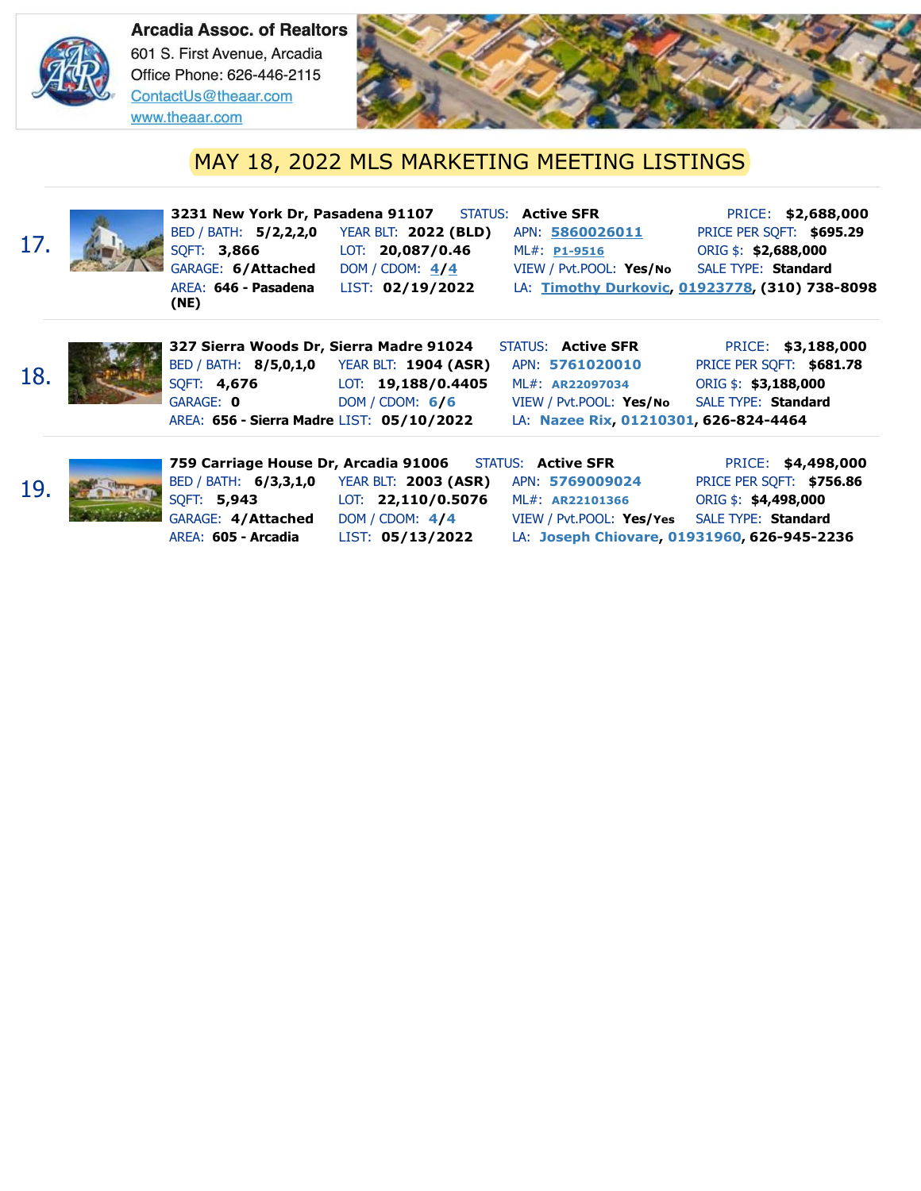**Arcadia Assoc. of Realtors**
601 S. First Avenue, Arcadia
Office Phone: 626-446-2115
ContactUs@theaar.com
www.theaar.com

## MAY 18, 2022 MLS MARKETING MEETING LISTINGS

**17.**

**3231 New York Dr, Pasadena 91107** STATUS: **Active SFR** PRICE: **$2,688,000**
BED / BATH: **5/2,2,2,0** YEAR BLT: **2022 (BLD)** APN: **5860026011** PRICE PER SQFT: **$695.29**
SQFT: **3,866** LOT: **20,087/0.46** ML#: **P1-9516** ORIG $: **$2,688,000**
GARAGE: **6/Attached** DOM / CDOM: **4/4** VIEW / Pvt.POOL: **Yes/No** SALE TYPE: **Standard**
AREA: **646 - Pasadena (NE)** LIST: **02/19/2022** LA: **Timothy Durkovic, 01923778, (310) 738-8098**

**18.**

**327 Sierra Woods Dr, Sierra Madre 91024** STATUS: **Active SFR** PRICE: **$3,188,000**
BED / BATH: **8/5,0,1,0** YEAR BLT: **1904 (ASR)** APN: **5761020010** PRICE PER SQFT: **$681.78**
SQFT: **4,676** LOT: **19,188/0.4405** ML#: **AR22097034** ORIG $: **$3,188,000**
GARAGE: **0** DOM / CDOM: **6/6** VIEW / Pvt.POOL: **Yes/No** SALE TYPE: **Standard**
AREA: **656 - Sierra Madre** LIST: **05/10/2022** LA: **Nazee Rix, 01210301, 626-824-4464**

**19.**

**759 Carriage House Dr, Arcadia 91006** STATUS: **Active SFR** PRICE: **$4,498,000**
BED / BATH: **6/3,3,1,0** YEAR BLT: **2003 (ASR)** APN: **5769009024** PRICE PER SQFT: **$756.86**
SQFT: **5,943** LOT: **22,110/0.5076** ML#: **AR22101366** ORIG $: **$4,498,000**
GARAGE: **4/Attached** DOM / CDOM: **4/4** VIEW / Pvt.POOL: **Yes/Yes** SALE TYPE: **Standard**
AREA: **605 - Arcadia** LIST: **05/13/2022** LA: **Joseph Chiovare, 01931960, 626-945-2236**